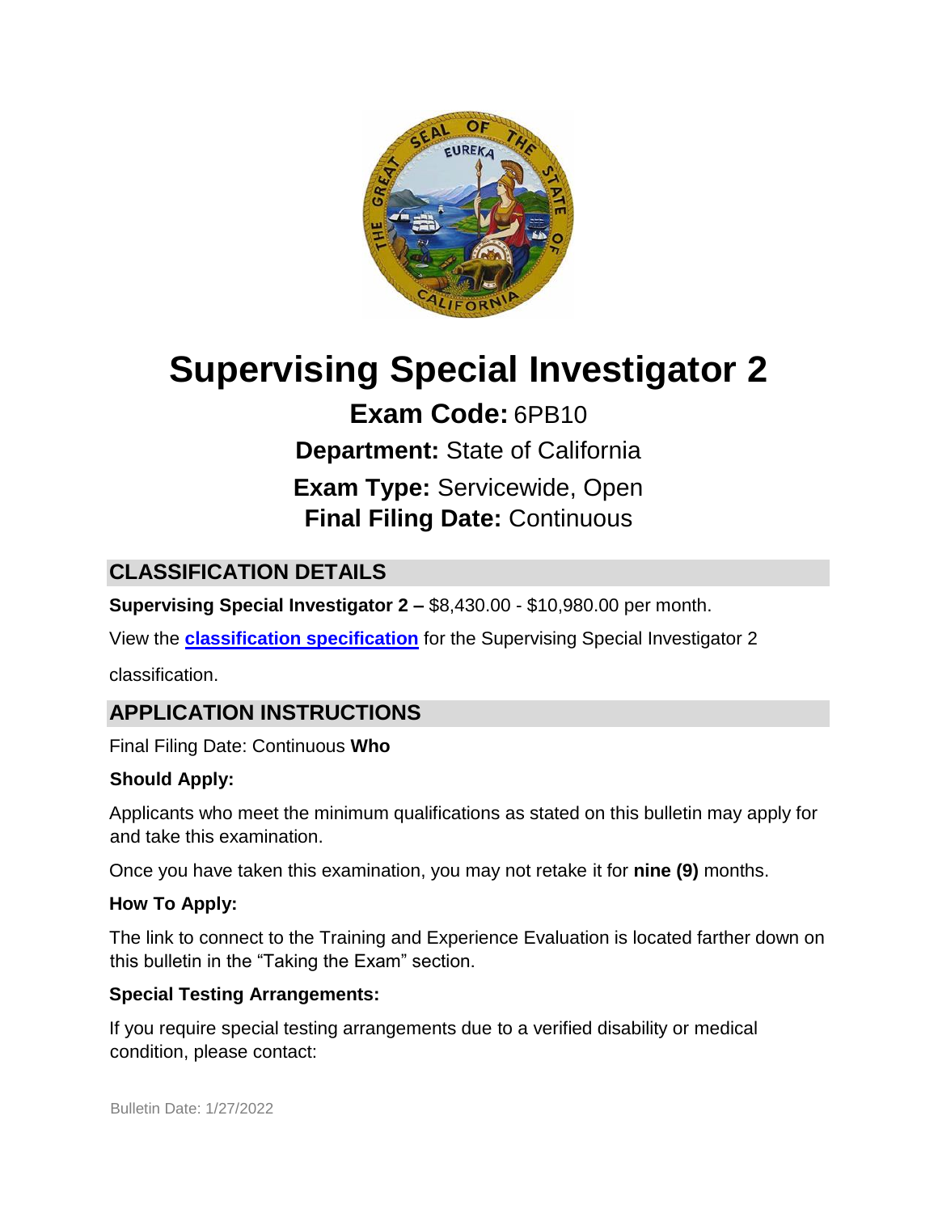# Supervising Special Investigator 2

**Exam Code:** 6PB10

**Department:** State of California

**Exam Type:** Servicewide, Open

**Final Filing Date:** Continuous

## CLASSIFICATION DETAILS

**Supervising Special Investigator 2 –** $8,430.00 - $10,980.00 per month.

View the **classification specification** for the Supervising Special Investigator 2 classification.

## APPLICATION INSTRUCTIONS

Final Filing Date: Continuous

**Who Should Apply:**

Applicants who meet the minimum qualifications as stated on this bulletin may apply for and take this examination.

Once you have taken this examination, you may not retake it for **nine (9)** months.

**How To Apply:**

The link to connect to the Training and Experience Evaluation is located farther down on this bulletin in the "Taking the Exam" section.

**Special Testing Arrangements:**

If you require special testing arrangements due to a verified disability or medical condition, please contact:

Bulletin Date: 1/27/2022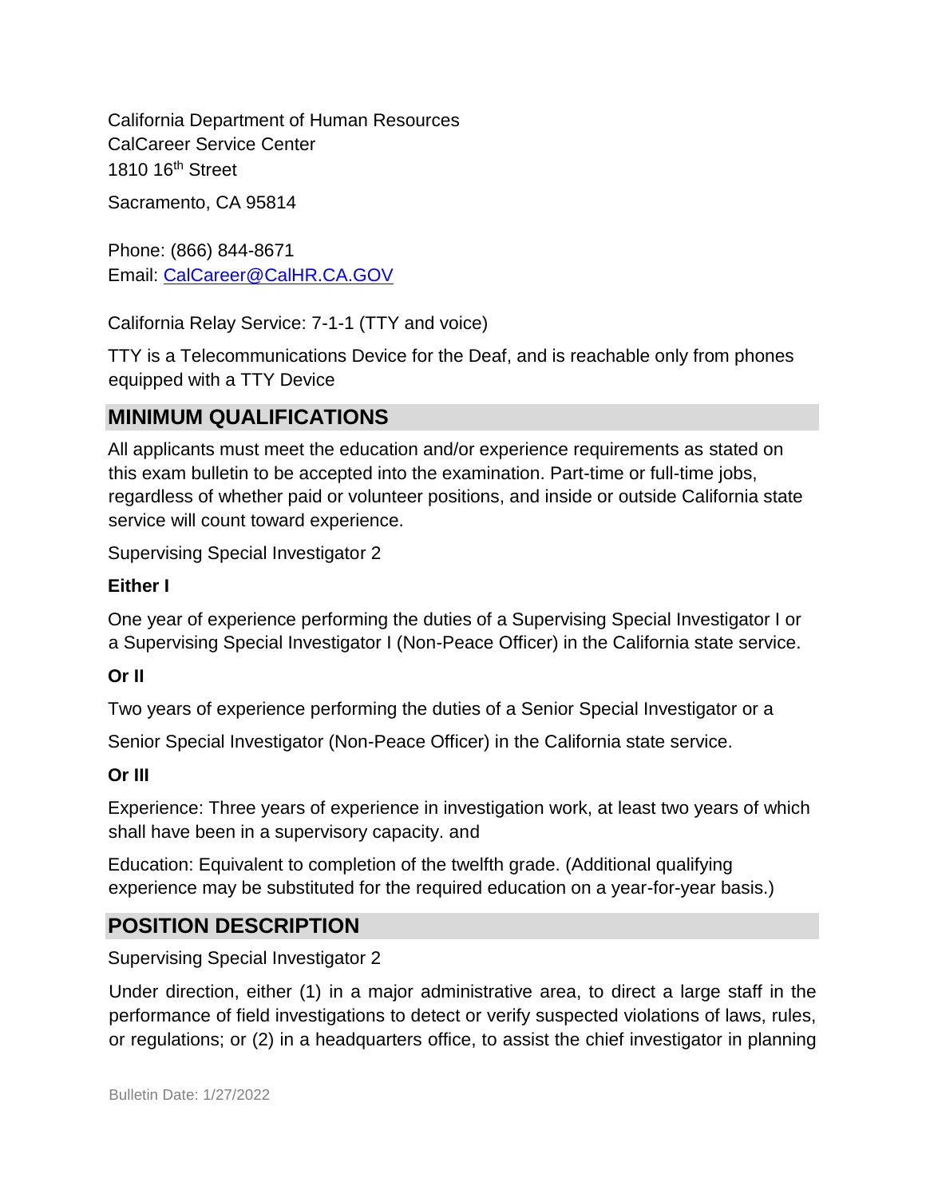California Department of Human Resources
CalCareer Service Center
1810 16th Street

Sacramento, CA 95814

Phone: (866) 844-8671
Email: [CalCareer@CalHR.CA.GOV](mailto:CalCareer@CalHR.CA.GOV)

California Relay Service: 7-1-1 (TTY and voice)

TTY is a Telecommunications Device for the Deaf, and is reachable only from phones equipped with a TTY Device

## MINIMUM QUALIFICATIONS

All applicants must meet the education and/or experience requirements as stated on this exam bulletin to be accepted into the examination. Part-time or full-time jobs, regardless of whether paid or volunteer positions, and inside or outside California state service will count toward experience.

Supervising Special Investigator 2

**Either I**

One year of experience performing the duties of a Supervising Special Investigator I or a Supervising Special Investigator I (Non-Peace Officer) in the California state service.

**Or II**

Two years of experience performing the duties of a Senior Special Investigator or a

Senior Special Investigator (Non-Peace Officer) in the California state service.

**Or III**

Experience: Three years of experience in investigation work, at least two years of which shall have been in a supervisory capacity. and

Education: Equivalent to completion of the twelfth grade. (Additional qualifying experience may be substituted for the required education on a year-for-year basis.)

## POSITION DESCRIPTION

Supervising Special Investigator 2

Under direction, either (1) in a major administrative area, to direct a large staff in the performance of field investigations to detect or verify suspected violations of laws, rules, or regulations; or (2) in a headquarters office, to assist the chief investigator in planning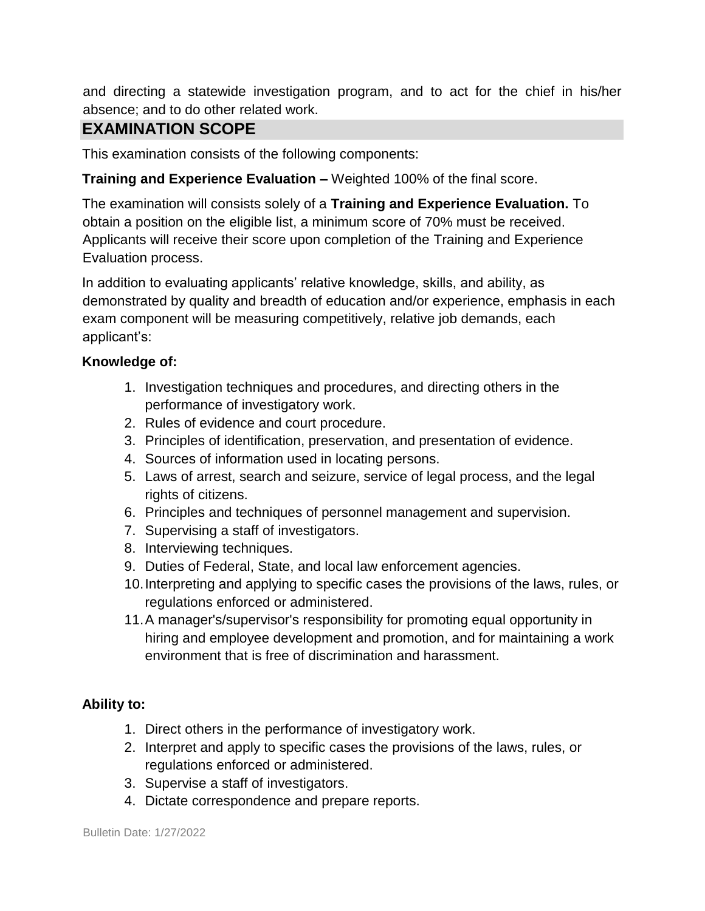and directing a statewide investigation program, and to act for the chief in his/her absence; and to do other related work.

## EXAMINATION SCOPE

This examination consists of the following components:

**Training and Experience Evaluation –** Weighted 100% of the final score.

The examination will consists solely of a **Training and Experience Evaluation.** To obtain a position on the eligible list, a minimum score of 70% must be received. Applicants will receive their score upon completion of the Training and Experience Evaluation process.

In addition to evaluating applicants' relative knowledge, skills, and ability, as demonstrated by quality and breadth of education and/or experience, emphasis in each exam component will be measuring competitively, relative job demands, each applicant's:

**Knowledge of:**

1. Investigation techniques and procedures, and directing others in the performance of investigatory work.
2. Rules of evidence and court procedure.
3. Principles of identification, preservation, and presentation of evidence.
4. Sources of information used in locating persons.
5. Laws of arrest, search and seizure, service of legal process, and the legal rights of citizens.
6. Principles and techniques of personnel management and supervision.
7. Supervising a staff of investigators.
8. Interviewing techniques.
9. Duties of Federal, State, and local law enforcement agencies.
10. Interpreting and applying to specific cases the provisions of the laws, rules, or regulations enforced or administered.
11. A manager's/supervisor's responsibility for promoting equal opportunity in hiring and employee development and promotion, and for maintaining a work environment that is free of discrimination and harassment.

**Ability to:**

1. Direct others in the performance of investigatory work.
2. Interpret and apply to specific cases the provisions of the laws, rules, or regulations enforced or administered.
3. Supervise a staff of investigators.
4. Dictate correspondence and prepare reports.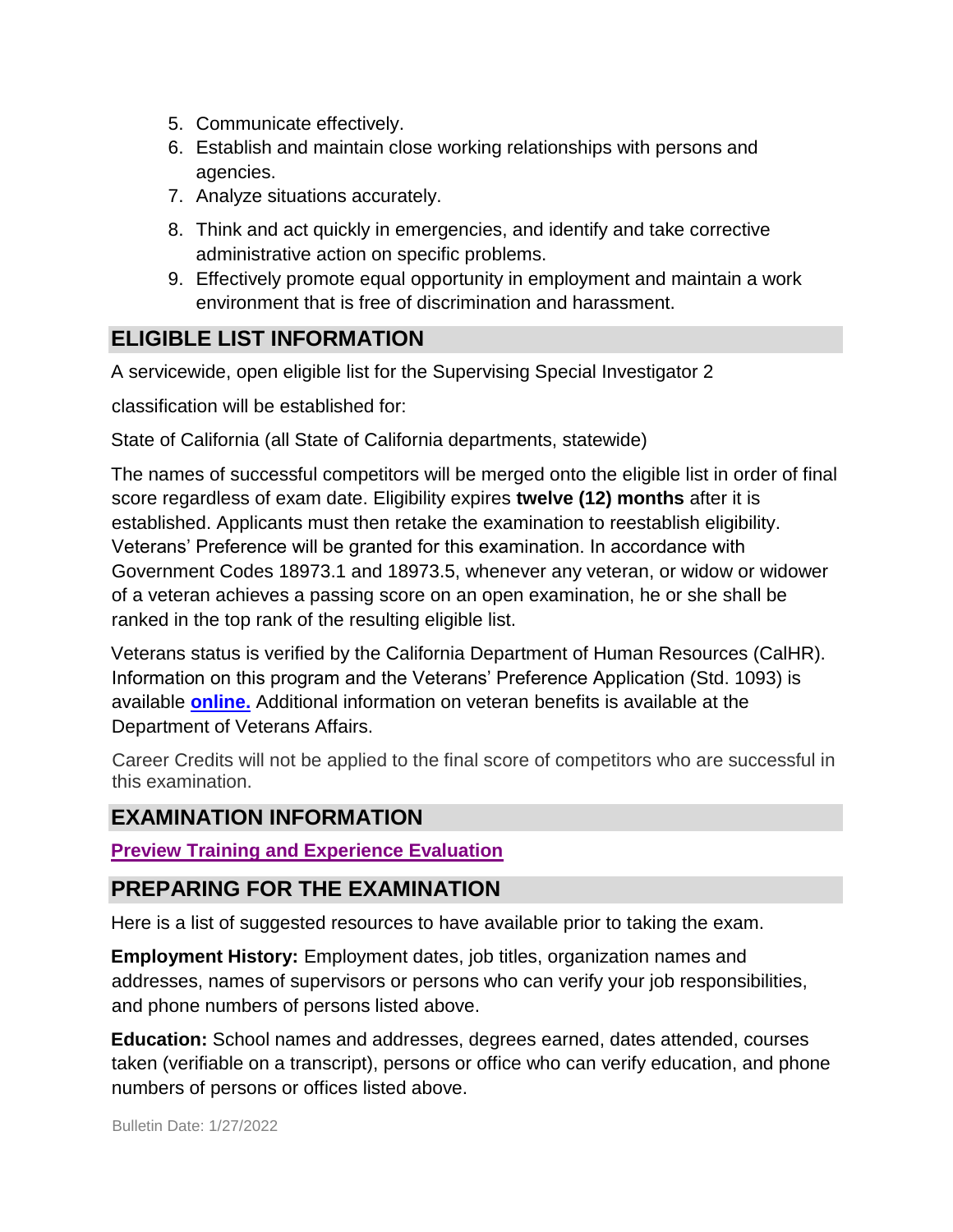5. Communicate effectively.
6. Establish and maintain close working relationships with persons and agencies.
7. Analyze situations accurately.
8. Think and act quickly in emergencies, and identify and take corrective administrative action on specific problems.
9. Effectively promote equal opportunity in employment and maintain a work environment that is free of discrimination and harassment.

## ELIGIBLE LIST INFORMATION

A servicewide, open eligible list for the Supervising Special Investigator 2

classification will be established for:

State of California (all State of California departments, statewide)

The names of successful competitors will be merged onto the eligible list in order of final score regardless of exam date. Eligibility expires **twelve (12) months** after it is established. Applicants must then retake the examination to reestablish eligibility. Veterans' Preference will be granted for this examination. In accordance with Government Codes 18973.1 and 18973.5, whenever any veteran, or widow or widower of a veteran achieves a passing score on an open examination, he or she shall be ranked in the top rank of the resulting eligible list.

Veterans status is verified by the California Department of Human Resources (CalHR). Information on this program and the Veterans' Preference Application (Std. 1093) is available **online.** Additional information on veteran benefits is available at the Department of Veterans Affairs.

Career Credits will not be applied to the final score of competitors who are successful in this examination.

## EXAMINATION INFORMATION

**Preview Training and Experience Evaluation**

## PREPARING FOR THE EXAMINATION

Here is a list of suggested resources to have available prior to taking the exam.

**Employment History:** Employment dates, job titles, organization names and addresses, names of supervisors or persons who can verify your job responsibilities, and phone numbers of persons listed above.

**Education:** School names and addresses, degrees earned, dates attended, courses taken (verifiable on a transcript), persons or office who can verify education, and phone numbers of persons or offices listed above.

Bulletin Date: 1/27/2022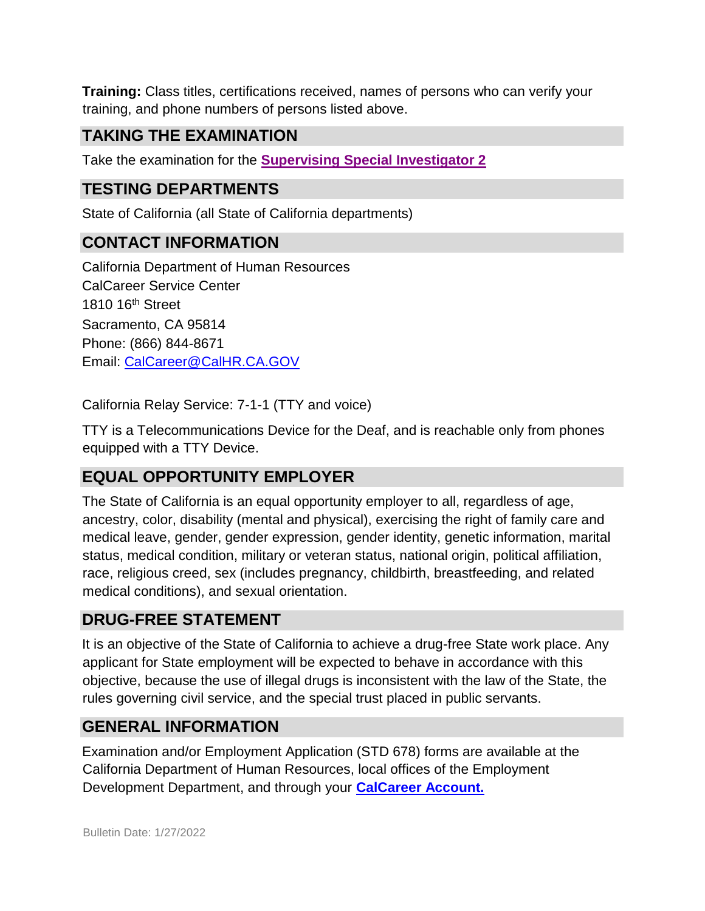**Training:** Class titles, certifications received, names of persons who can verify your training, and phone numbers of persons listed above.

## TAKING THE EXAMINATION

Take the examination for the **Supervising Special Investigator 2**

## TESTING DEPARTMENTS

State of California (all State of California departments)

## CONTACT INFORMATION

California Department of Human Resources
CalCareer Service Center
1810 16th Street
Sacramento, CA 95814
Phone: (866) 844-8671
Email: CalCareer@CalHR.CA.GOV

California Relay Service: 7-1-1 (TTY and voice)

TTY is a Telecommunications Device for the Deaf, and is reachable only from phones equipped with a TTY Device.

## EQUAL OPPORTUNITY EMPLOYER

The State of California is an equal opportunity employer to all, regardless of age, ancestry, color, disability (mental and physical), exercising the right of family care and medical leave, gender, gender expression, gender identity, genetic information, marital status, medical condition, military or veteran status, national origin, political affiliation, race, religious creed, sex (includes pregnancy, childbirth, breastfeeding, and related medical conditions), and sexual orientation.

## DRUG-FREE STATEMENT

It is an objective of the State of California to achieve a drug-free State work place. Any applicant for State employment will be expected to behave in accordance with this objective, because the use of illegal drugs is inconsistent with the law of the State, the rules governing civil service, and the special trust placed in public servants.

## GENERAL INFORMATION

Examination and/or Employment Application (STD 678) forms are available at the California Department of Human Resources, local offices of the Employment Development Department, and through your **CalCareer Account.**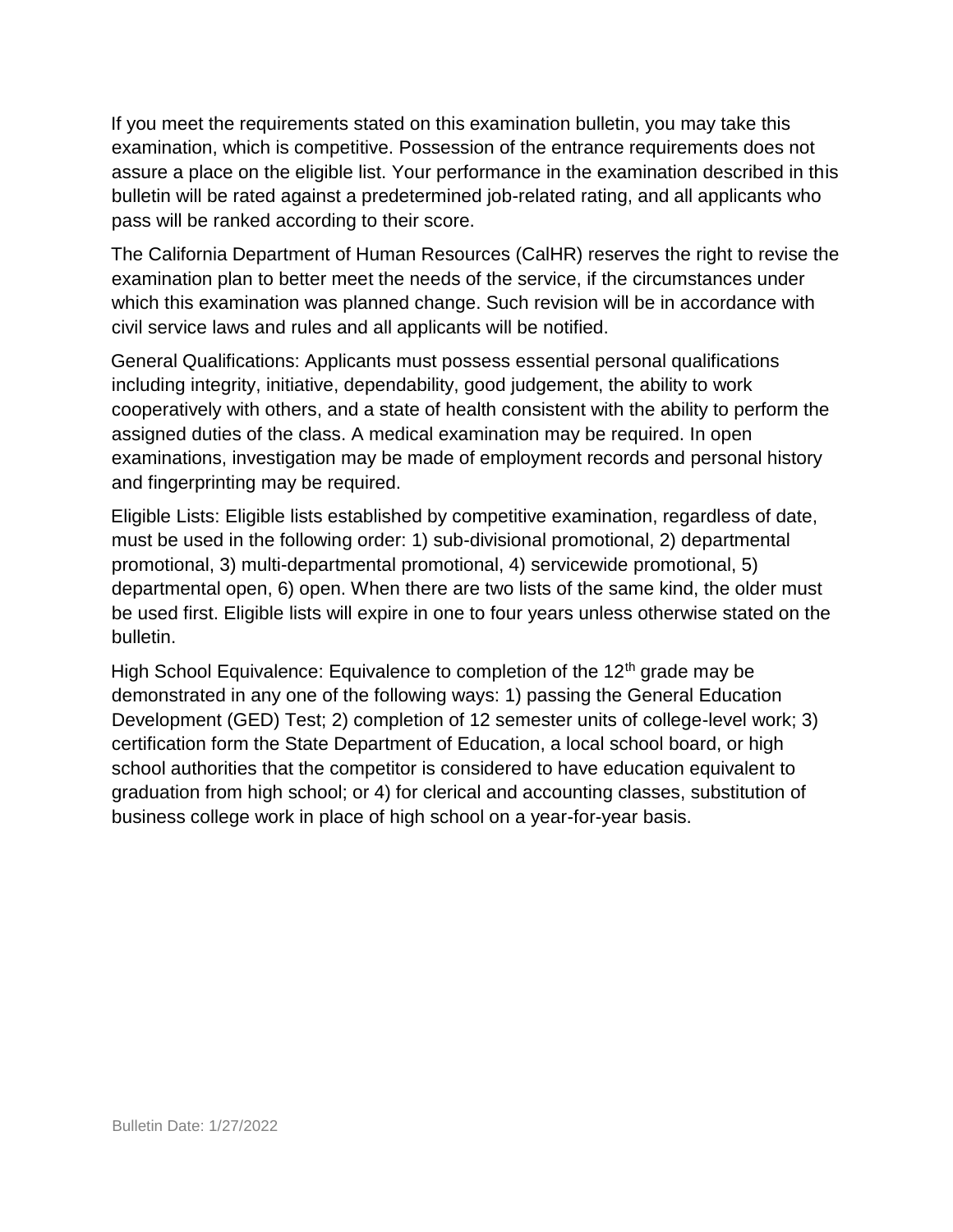If you meet the requirements stated on this examination bulletin, you may take this examination, which is competitive. Possession of the entrance requirements does not assure a place on the eligible list. Your performance in the examination described in this bulletin will be rated against a predetermined job-related rating, and all applicants who pass will be ranked according to their score.

The California Department of Human Resources (CalHR) reserves the right to revise the examination plan to better meet the needs of the service, if the circumstances under which this examination was planned change. Such revision will be in accordance with civil service laws and rules and all applicants will be notified.

General Qualifications: Applicants must possess essential personal qualifications including integrity, initiative, dependability, good judgement, the ability to work cooperatively with others, and a state of health consistent with the ability to perform the assigned duties of the class. A medical examination may be required. In open examinations, investigation may be made of employment records and personal history and fingerprinting may be required.

Eligible Lists: Eligible lists established by competitive examination, regardless of date, must be used in the following order: 1) sub-divisional promotional, 2) departmental promotional, 3) multi-departmental promotional, 4) servicewide promotional, 5) departmental open, 6) open. When there are two lists of the same kind, the older must be used first. Eligible lists will expire in one to four years unless otherwise stated on the bulletin.

High School Equivalence: Equivalence to completion of the 12th grade may be demonstrated in any one of the following ways: 1) passing the General Education Development (GED) Test; 2) completion of 12 semester units of college-level work; 3) certification form the State Department of Education, a local school board, or high school authorities that the competitor is considered to have education equivalent to graduation from high school; or 4) for clerical and accounting classes, substitution of business college work in place of high school on a year-for-year basis.

Bulletin Date: 1/27/2022